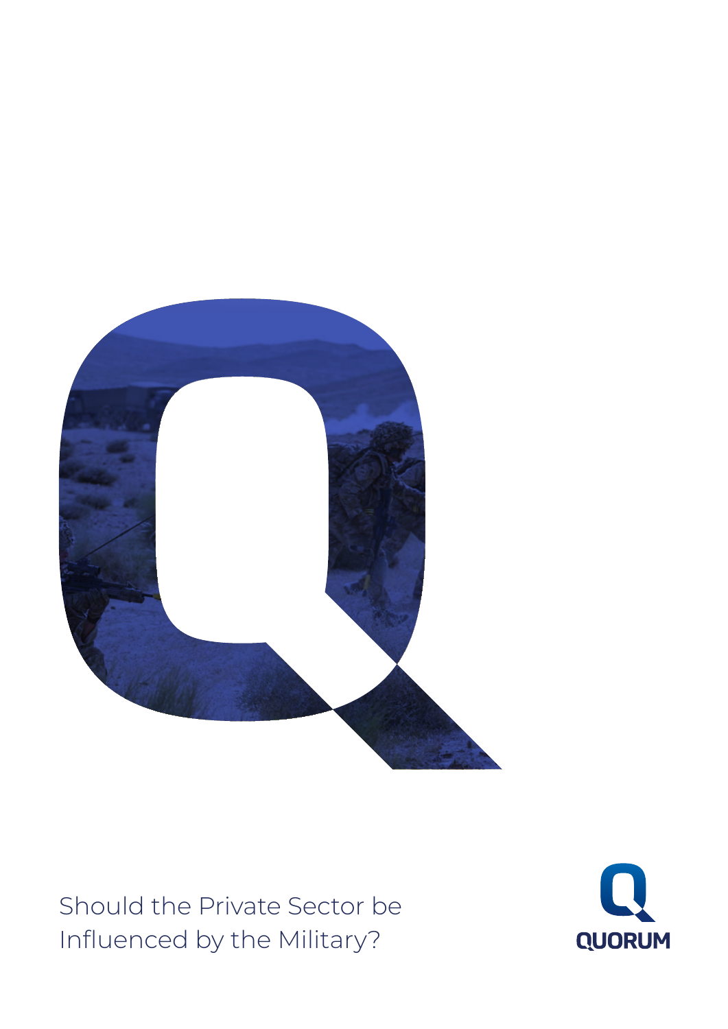# Should the Private Sector be Influenced by the Military?

QUORUM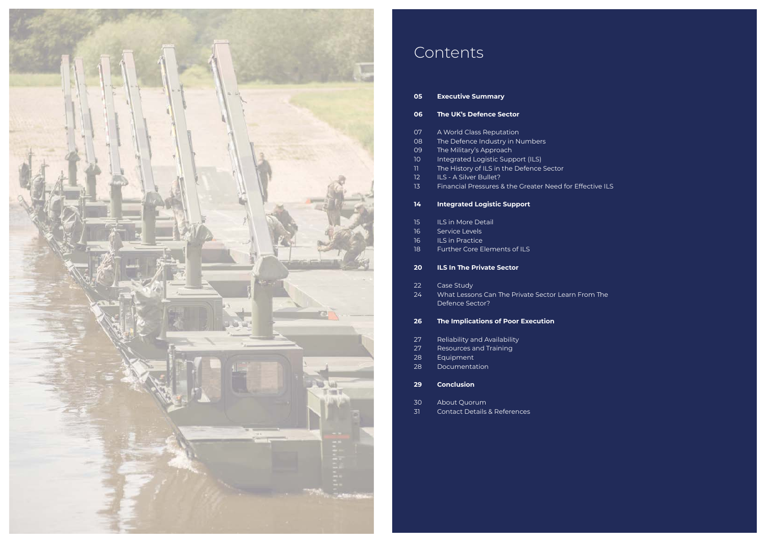# Contents

**05 Executive Summary**

**06 The UK's Defence Sector**

07 A World Class Reputation
08 The Defence Industry in Numbers
09 The Military's Approach
10 Integrated Logistic Support (ILS)
11 The History of ILS in the Defence Sector
12 ILS - A Silver Bullet?
13 Financial Pressures & the Greater Need for Effective ILS

**14 Integrated Logistic Support**

15 ILS in More Detail
16 Service Levels
16 ILS in Practice
18 Further Core Elements of ILS

**20 ILS In The Private Sector**

22 Case Study
24 What Lessons Can The Private Sector Learn From The Defence Sector?

**26 The Implications of Poor Execution**

27 Reliability and Availability
27 Resources and Training
28 Equipment
28 Documentation

**29 Conclusion**

30 About Quorum
31 Contact Details & References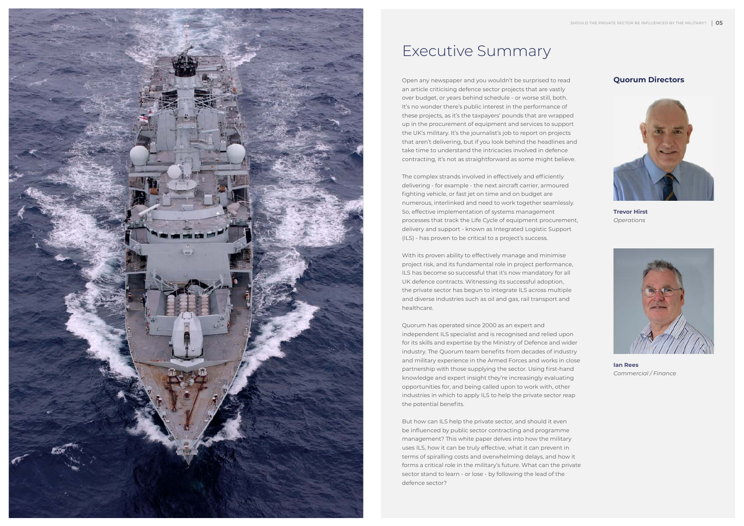# Executive Summary

Open any newspaper and you wouldn't be surprised to read an article criticising defence sector projects that are vastly over budget, or years behind schedule - or worse still, both. It's no wonder there's public interest in the performance of these projects, as it's the taxpayers' pounds that are wrapped up in the procurement of equipment and services to support the UK's military. It's the journalist's job to report on projects that aren't delivering, but if you look behind the headlines and take time to understand the intricacies involved in defence contracting, it's not as straightforward as some might believe.

The complex strands involved in effectively and efficiently delivering - for example - the next aircraft carrier, armoured fighting vehicle, or fast jet on time and on budget are numerous, interlinked and need to work together seamlessly. So, effective implementation of systems management processes that track the Life Cycle of equipment procurement, delivery and support - known as Integrated Logistic Support (ILS) - has proven to be critical to a project's success.

With its proven ability to effectively manage and minimise project risk, and its fundamental role in project performance, ILS has become so successful that it's now mandatory for all UK defence contracts. Witnessing its successful adoption, the private sector has begun to integrate ILS across multiple and diverse industries such as oil and gas, rail transport and healthcare.

Quorum has operated since 2000 as an expert and independent ILS specialist and is recognised and relied upon for its skills and expertise by the Ministry of Defence and wider industry. The Quorum team benefits from decades of industry and military experience in the Armed Forces and works in close partnership with those supplying the sector. Using first-hand knowledge and expert insight they're increasingly evaluating opportunities for, and being called upon to work with, other industries in which to apply ILS to help the private sector reap the potential benefits.

But how can ILS help the private sector, and should it even be influenced by public sector contracting and programme management? This white paper delves into how the military uses ILS, how it can be truly effective, what it can prevent in terms of spiralling costs and overwhelming delays, and how it forms a critical role in the military's future. What can the private sector stand to learn - or lose - by following the lead of the defence sector?

## Quorum Directors

**Trevor Hirst**
*Operations*

**Ian Rees**
*Commercial / Finance*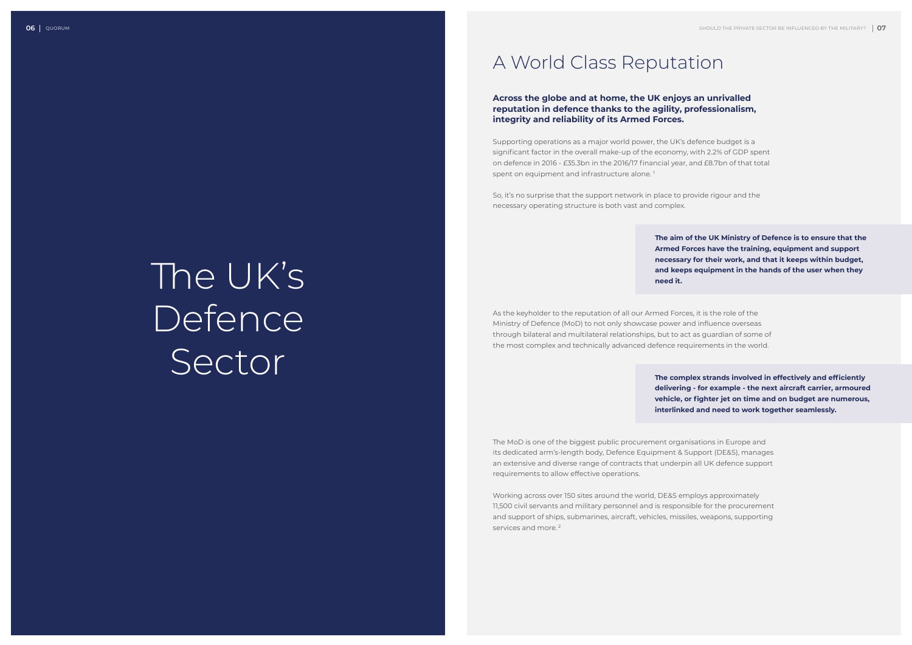# The UK's Defence Sector

## A World Class Reputation

**Across the globe and at home, the UK enjoys an unrivalled reputation in defence thanks to the agility, professionalism, integrity and reliability of its Armed Forces.**

Supporting operations as a major world power, the UK's defence budget is a significant factor in the overall make-up of the economy, with 2.2% of GDP spent on defence in 2016 - £35.3bn in the 2016/17 financial year, and £8.7bn of that total spent on equipment and infrastructure alone. [1]

So, it's no surprise that the support network in place to provide rigour and the necessary operating structure is both vast and complex.

**The aim of the UK Ministry of Defence is to ensure that the Armed Forces have the training, equipment and support necessary for their work, and that it keeps within budget, and keeps equipment in the hands of the user when they need it.**

As the keyholder to the reputation of all our Armed Forces, it is the role of the Ministry of Defence (MoD) to not only showcase power and influence overseas through bilateral and multilateral relationships, but to act as guardian of some of the most complex and technically advanced defence requirements in the world.

**The complex strands involved in effectively and efficiently delivering - for example - the next aircraft carrier, armoured vehicle, or fighter jet on time and on budget are numerous, interlinked and need to work together seamlessly.**

The MoD is one of the biggest public procurement organisations in Europe and its dedicated arm's-length body, Defence Equipment & Support (DE&S), manages an extensive and diverse range of contracts that underpin all UK defence support requirements to allow effective operations.

Working across over 150 sites around the world, DE&S employs approximately 11,500 civil servants and military personnel and is responsible for the procurement and support of ships, submarines, aircraft, vehicles, missiles, weapons, supporting services and more. [2]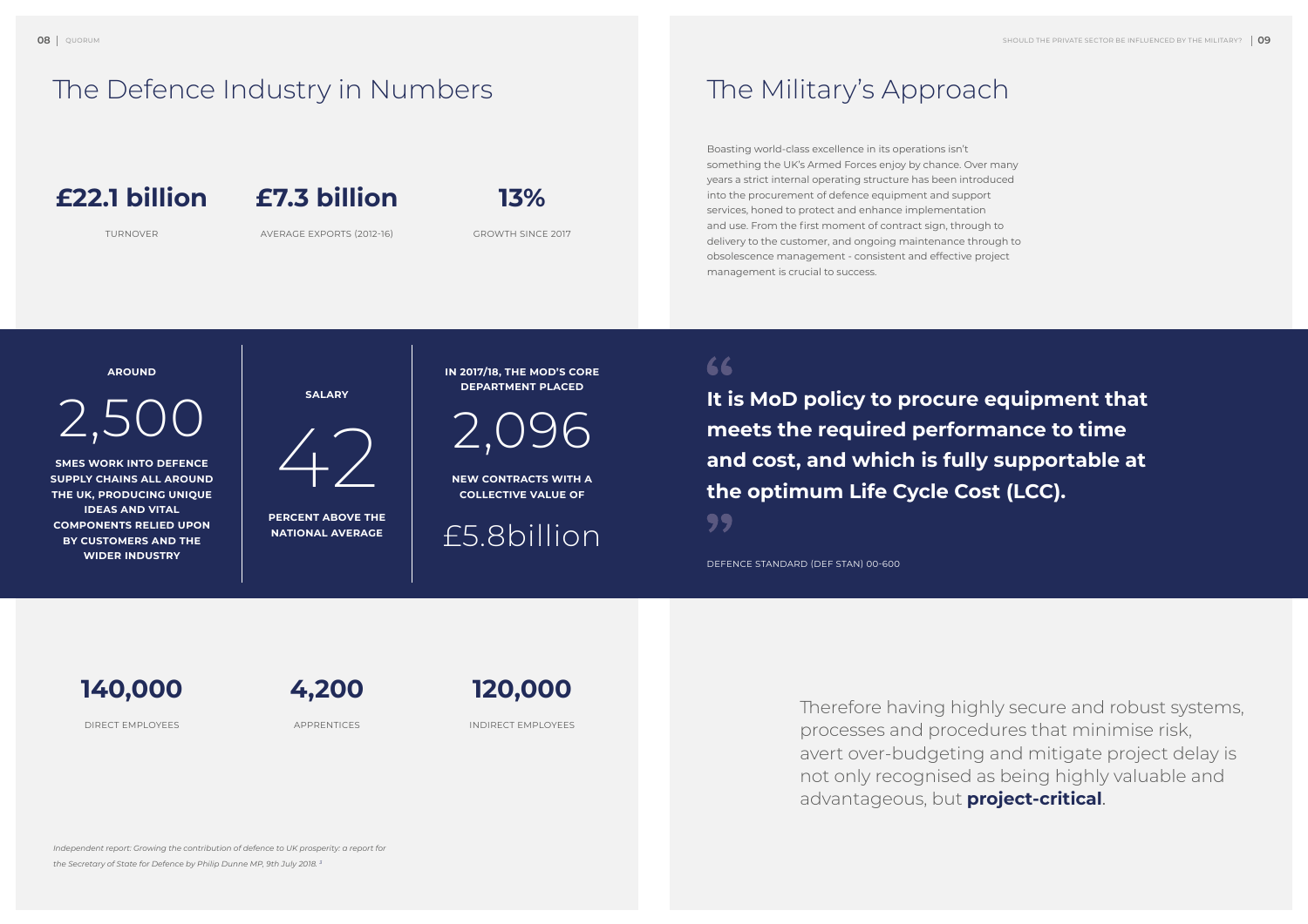# The Defence Industry in Numbers

**£22.1 billion**

TURNOVER

**£7.3 billion**

AVERAGE EXPORTS (2012-16)

**13%**

GROWTH SINCE 2017

**AROUND**

2,500

**SMES WORK INTO DEFENCE SUPPLY CHAINS ALL AROUND THE UK, PRODUCING UNIQUE IDEAS AND VITAL COMPONENTS RELIED UPON BY CUSTOMERS AND THE WIDER INDUSTRY**

**SALARY**

42

**PERCENT ABOVE THE NATIONAL AVERAGE**

**IN 2017/18, THE MOD'S CORE DEPARTMENT PLACED**

2,096

**NEW CONTRACTS WITH A COLLECTIVE VALUE OF**

£5.8billion

**140,000**

DIRECT EMPLOYEES

**4,200**

APPRENTICES

**120,000**

INDIRECT EMPLOYEES

*Independent report: Growing the contribution of defence to UK prosperity: a report for the Secretary of State for Defence by Philip Dunne MP, 9th July 2018.* [3]

# The Military's Approach

Boasting world-class excellence in its operations isn't something the UK's Armed Forces enjoy by chance. Over many years a strict internal operating structure has been introduced into the procurement of defence equipment and support services, honed to protect and enhance implementation and use. From the first moment of contract sign, through to delivery to the customer, and ongoing maintenance through to obsolescence management - consistent and effective project management is crucial to success.

> **It is MoD policy to procure equipment that meets the required performance to time and cost, and which is fully supportable at the optimum Life Cycle Cost (LCC).**
>
> DEFENCE STANDARD (DEF STAN) 00-600

Therefore having highly secure and robust systems, processes and procedures that minimise risk, avert over-budgeting and mitigate project delay is not only recognised as being highly valuable and advantageous, but **project-critical**.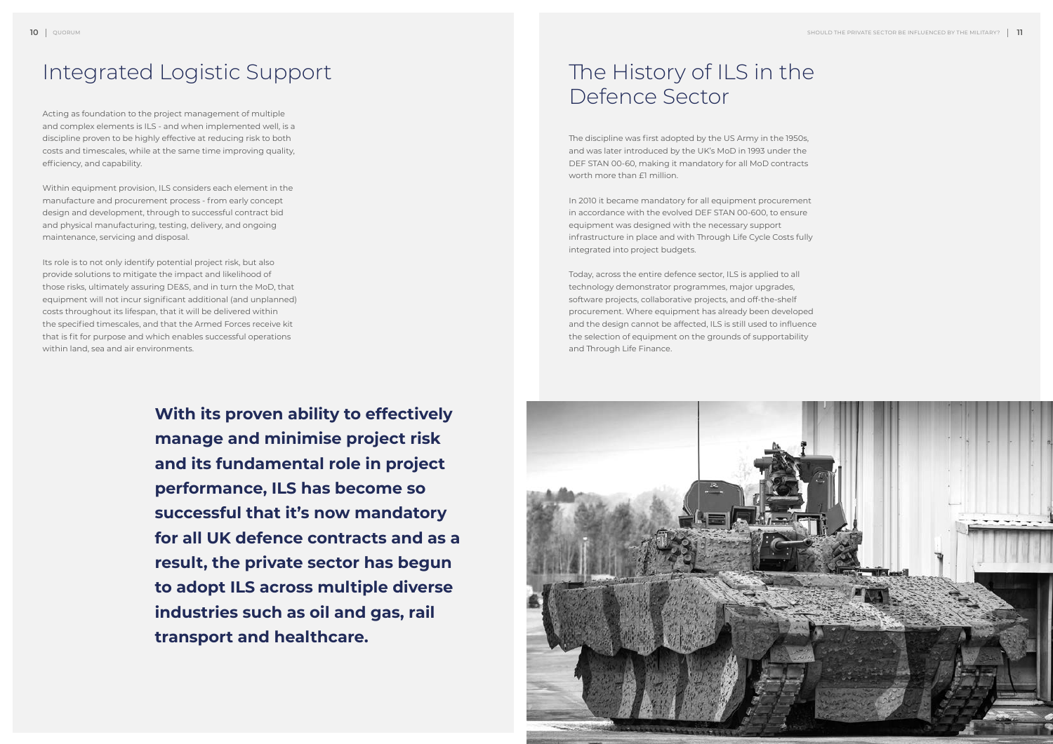# Integrated Logistic Support

Acting as foundation to the project management of multiple and complex elements is ILS - and when implemented well, is a discipline proven to be highly effective at reducing risk to both costs and timescales, while at the same time improving quality, efficiency, and capability.

Within equipment provision, ILS considers each element in the manufacture and procurement process - from early concept design and development, through to successful contract bid and physical manufacturing, testing, delivery, and ongoing maintenance, servicing and disposal.

Its role is to not only identify potential project risk, but also provide solutions to mitigate the impact and likelihood of those risks, ultimately assuring DE&S, and in turn the MoD, that equipment will not incur significant additional (and unplanned) costs throughout its lifespan, that it will be delivered within the specified timescales, and that the Armed Forces receive kit that is fit for purpose and which enables successful operations within land, sea and air environments.

**With its proven ability to effectively manage and minimise project risk and its fundamental role in project performance, ILS has become so successful that it's now mandatory for all UK defence contracts and as a result, the private sector has begun to adopt ILS across multiple diverse industries such as oil and gas, rail transport and healthcare.**

# The History of ILS in the Defence Sector

The discipline was first adopted by the US Army in the 1950s, and was later introduced by the UK's MoD in 1993 under the DEF STAN 00-60, making it mandatory for all MoD contracts worth more than £1 million.

In 2010 it became mandatory for all equipment procurement in accordance with the evolved DEF STAN 00-600, to ensure equipment was designed with the necessary support infrastructure in place and with Through Life Cycle Costs fully integrated into project budgets.

Today, across the entire defence sector, ILS is applied to all technology demonstrator programmes, major upgrades, software projects, collaborative projects, and off-the-shelf procurement. Where equipment has already been developed and the design cannot be affected, ILS is still used to influence the selection of equipment on the grounds of supportability and Through Life Finance.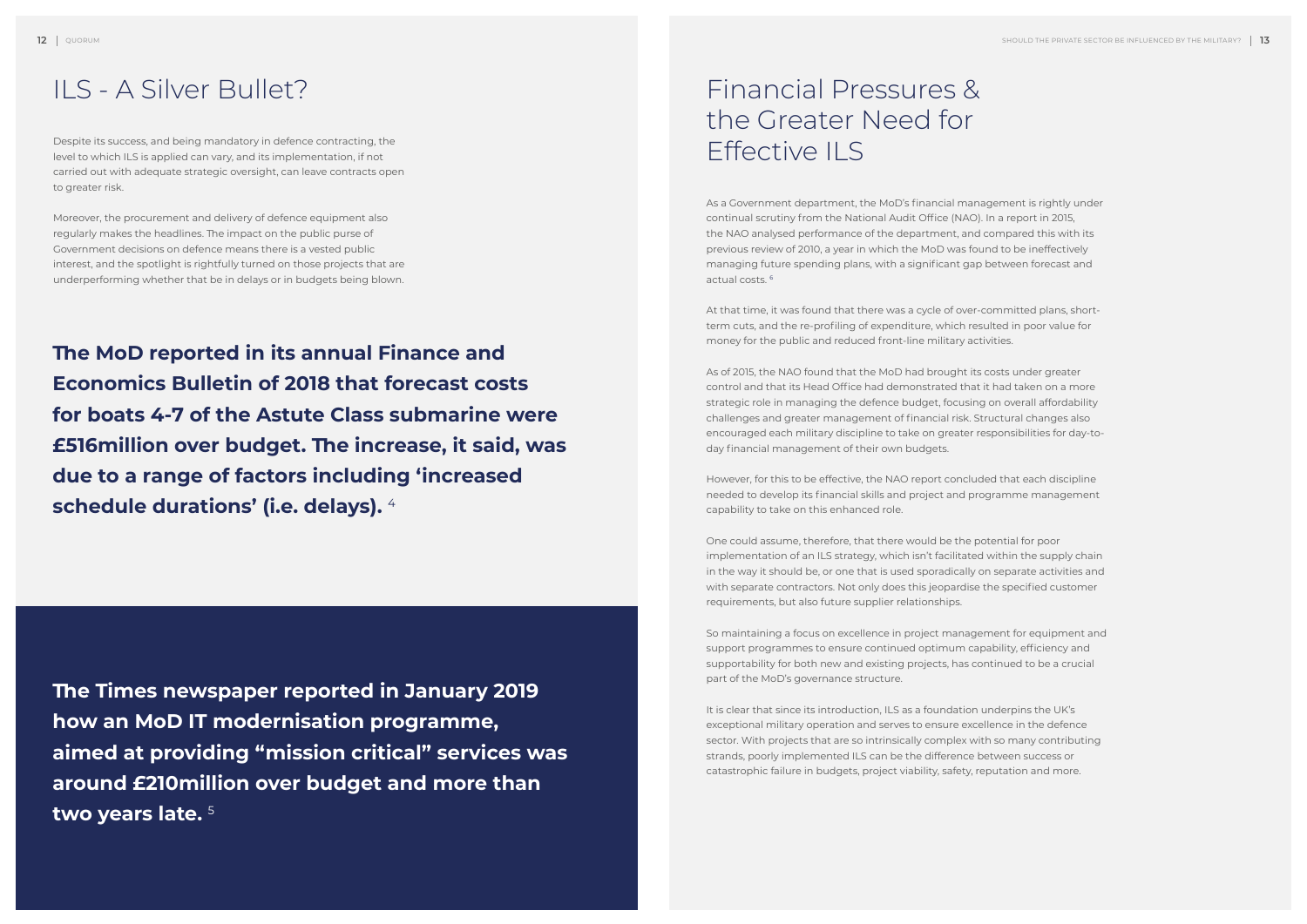## ILS - A Silver Bullet?

Despite its success, and being mandatory in defence contracting, the level to which ILS is applied can vary, and its implementation, if not carried out with adequate strategic oversight, can leave contracts open to greater risk.

Moreover, the procurement and delivery of defence equipment also regularly makes the headlines. The impact on the public purse of Government decisions on defence means there is a vested public interest, and the spotlight is rightfully turned on those projects that are underperforming whether that be in delays or in budgets being blown.

**The MoD reported in its annual Finance and Economics Bulletin of 2018 that forecast costs for boats 4-7 of the Astute Class submarine were £516million over budget. The increase, it said, was due to a range of factors including 'increased schedule durations' (i.e. delays).** [4]

**The Times newspaper reported in January 2019 how an MoD IT modernisation programme, aimed at providing "mission critical" services was around £210million over budget and more than two years late.** [5]

## Financial Pressures & the Greater Need for Effective ILS

As a Government department, the MoD's financial management is rightly under continual scrutiny from the National Audit Office (NAO). In a report in 2015, the NAO analysed performance of the department, and compared this with its previous review of 2010, a year in which the MoD was found to be ineffectively managing future spending plans, with a significant gap between forecast and actual costs. [6]

At that time, it was found that there was a cycle of over-committed plans, short-term cuts, and the re-profiling of expenditure, which resulted in poor value for money for the public and reduced front-line military activities.

As of 2015, the NAO found that the MoD had brought its costs under greater control and that its Head Office had demonstrated that it had taken on a more strategic role in managing the defence budget, focusing on overall affordability challenges and greater management of financial risk. Structural changes also encouraged each military discipline to take on greater responsibilities for day-to-day financial management of their own budgets.

However, for this to be effective, the NAO report concluded that each discipline needed to develop its financial skills and project and programme management capability to take on this enhanced role.

One could assume, therefore, that there would be the potential for poor implementation of an ILS strategy, which isn't facilitated within the supply chain in the way it should be, or one that is used sporadically on separate activities and with separate contractors. Not only does this jeopardise the specified customer requirements, but also future supplier relationships.

So maintaining a focus on excellence in project management for equipment and support programmes to ensure continued optimum capability, efficiency and supportability for both new and existing projects, has continued to be a crucial part of the MoD's governance structure.

It is clear that since its introduction, ILS as a foundation underpins the UK's exceptional military operation and serves to ensure excellence in the defence sector. With projects that are so intrinsically complex with so many contributing strands, poorly implemented ILS can be the difference between success or catastrophic failure in budgets, project viability, safety, reputation and more.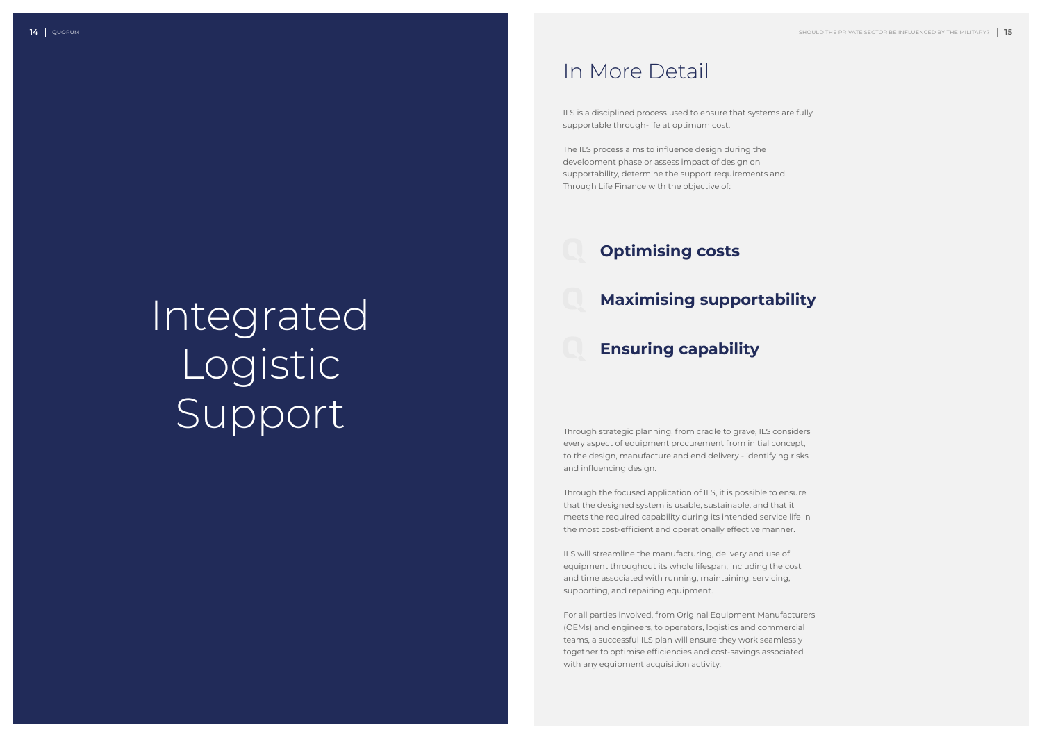# Integrated Logistic Support

## In More Detail

ILS is a disciplined process used to ensure that systems are fully supportable through-life at optimum cost.

The ILS process aims to influence design during the development phase or assess impact of design on supportability, determine the support requirements and Through Life Finance with the objective of:

- **Optimising costs**
- **Maximising supportability**
- **Ensuring capability**

Through strategic planning, from cradle to grave, ILS considers every aspect of equipment procurement from initial concept, to the design, manufacture and end delivery - identifying risks and influencing design.

Through the focused application of ILS, it is possible to ensure that the designed system is usable, sustainable, and that it meets the required capability during its intended service life in the most cost-efficient and operationally effective manner.

ILS will streamline the manufacturing, delivery and use of equipment throughout its whole lifespan, including the cost and time associated with running, maintaining, servicing, supporting, and repairing equipment.

For all parties involved, from Original Equipment Manufacturers (OEMs) and engineers, to operators, logistics and commercial teams, a successful ILS plan will ensure they work seamlessly together to optimise efficiencies and cost-savings associated with any equipment acquisition activity.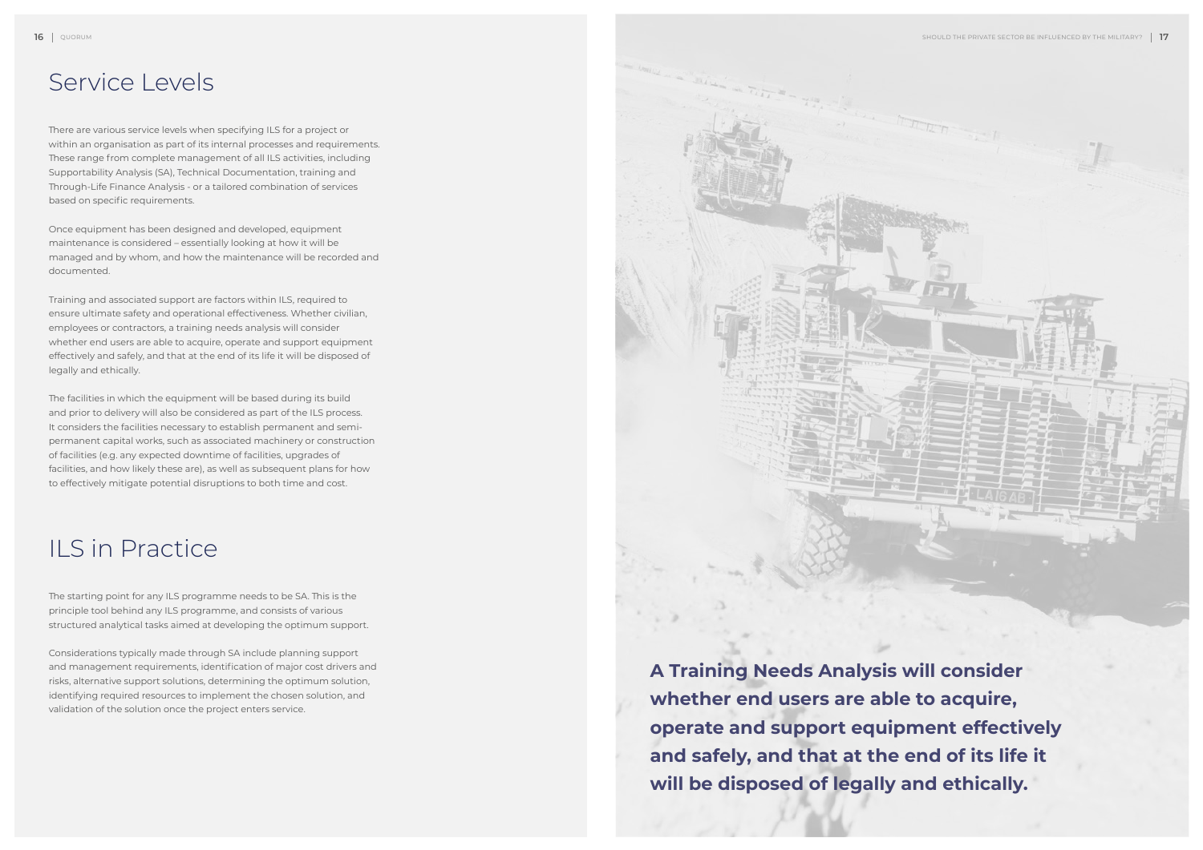## Service Levels

There are various service levels when specifying ILS for a project or within an organisation as part of its internal processes and requirements. These range from complete management of all ILS activities, including Supportability Analysis (SA), Technical Documentation, training and Through-Life Finance Analysis - or a tailored combination of services based on specific requirements.

Once equipment has been designed and developed, equipment maintenance is considered – essentially looking at how it will be managed and by whom, and how the maintenance will be recorded and documented.

Training and associated support are factors within ILS, required to ensure ultimate safety and operational effectiveness. Whether civilian, employees or contractors, a training needs analysis will consider whether end users are able to acquire, operate and support equipment effectively and safely, and that at the end of its life it will be disposed of legally and ethically.

The facilities in which the equipment will be based during its build and prior to delivery will also be considered as part of the ILS process. It considers the facilities necessary to establish permanent and semi-permanent capital works, such as associated machinery or construction of facilities (e.g. any expected downtime of facilities, upgrades of facilities, and how likely these are), as well as subsequent plans for how to effectively mitigate potential disruptions to both time and cost.

## ILS in Practice

The starting point for any ILS programme needs to be SA. This is the principle tool behind any ILS programme, and consists of various structured analytical tasks aimed at developing the optimum support.

Considerations typically made through SA include planning support and management requirements, identification of major cost drivers and risks, alternative support solutions, determining the optimum solution, identifying required resources to implement the chosen solution, and validation of the solution once the project enters service.

**A Training Needs Analysis will consider whether end users are able to acquire, operate and support equipment effectively and safely, and that at the end of its life it will be disposed of legally and ethically.**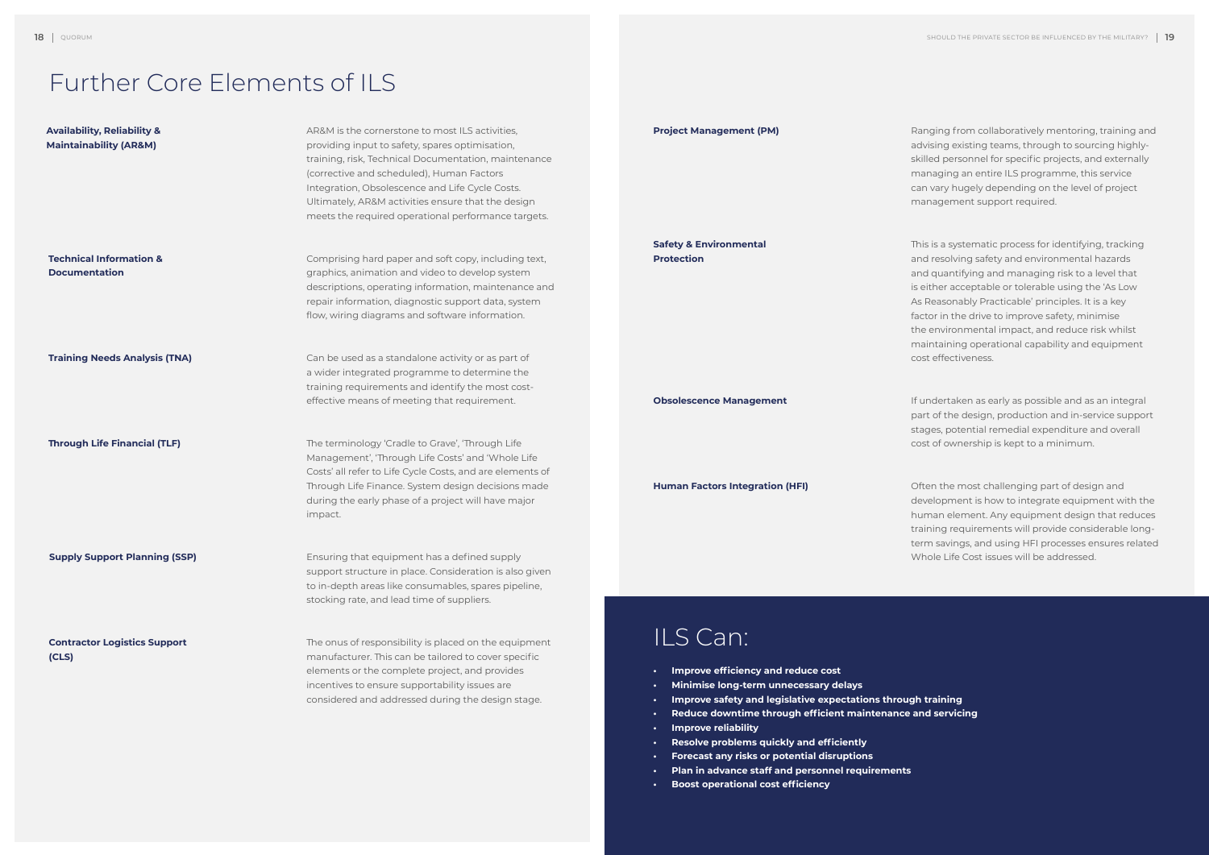# Further Core Elements of ILS

**Availability, Reliability & Maintainability (AR&M)**

AR&M is the cornerstone to most ILS activities, providing input to safety, spares optimisation, training, risk, Technical Documentation, maintenance (corrective and scheduled), Human Factors Integration, Obsolescence and Life Cycle Costs. Ultimately, AR&M activities ensure that the design meets the required operational performance targets.

**Technical Information & Documentation**

Comprising hard paper and soft copy, including text, graphics, animation and video to develop system descriptions, operating information, maintenance and repair information, diagnostic support data, system flow, wiring diagrams and software information.

**Training Needs Analysis (TNA)**

Can be used as a standalone activity or as part of a wider integrated programme to determine the training requirements and identify the most cost-effective means of meeting that requirement.

**Through Life Financial (TLF)**

The terminology 'Cradle to Grave', 'Through Life Management', 'Through Life Costs' and 'Whole Life Costs' all refer to Life Cycle Costs, and are elements of Through Life Finance. System design decisions made during the early phase of a project will have major impact.

**Supply Support Planning (SSP)**

Ensuring that equipment has a defined supply support structure in place. Consideration is also given to in-depth areas like consumables, spares pipeline, stocking rate, and lead time of suppliers.

**Contractor Logistics Support (CLS)**

The onus of responsibility is placed on the equipment manufacturer. This can be tailored to cover specific elements or the complete project, and provides incentives to ensure supportability issues are considered and addressed during the design stage.

**Project Management (PM)**

Ranging from collaboratively mentoring, training and advising existing teams, through to sourcing highly-skilled personnel for specific projects, and externally managing an entire ILS programme, this service can vary hugely depending on the level of project management support required.

**Safety & Environmental Protection**

This is a systematic process for identifying, tracking and resolving safety and environmental hazards and quantifying and managing risk to a level that is either acceptable or tolerable using the 'As Low As Reasonably Practicable' principles. It is a key factor in the drive to improve safety, minimise the environmental impact, and reduce risk whilst maintaining operational capability and equipment cost effectiveness.

**Obsolescence Management**

If undertaken as early as possible and as an integral part of the design, production and in-service support stages, potential remedial expenditure and overall cost of ownership is kept to a minimum.

**Human Factors Integration (HFI)**

Often the most challenging part of design and development is how to integrate equipment with the human element. Any equipment design that reduces training requirements will provide considerable long-term savings, and using HFI processes ensures related Whole Life Cost issues will be addressed.

## ILS Can:

- **Improve efficiency and reduce cost**
- **Minimise long-term unnecessary delays**
- **Improve safety and legislative expectations through training**
- **Reduce downtime through efficient maintenance and servicing**
- **Improve reliability**
- **Resolve problems quickly and efficiently**
- **Forecast any risks or potential disruptions**
- **Plan in advance staff and personnel requirements**
- **Boost operational cost efficiency**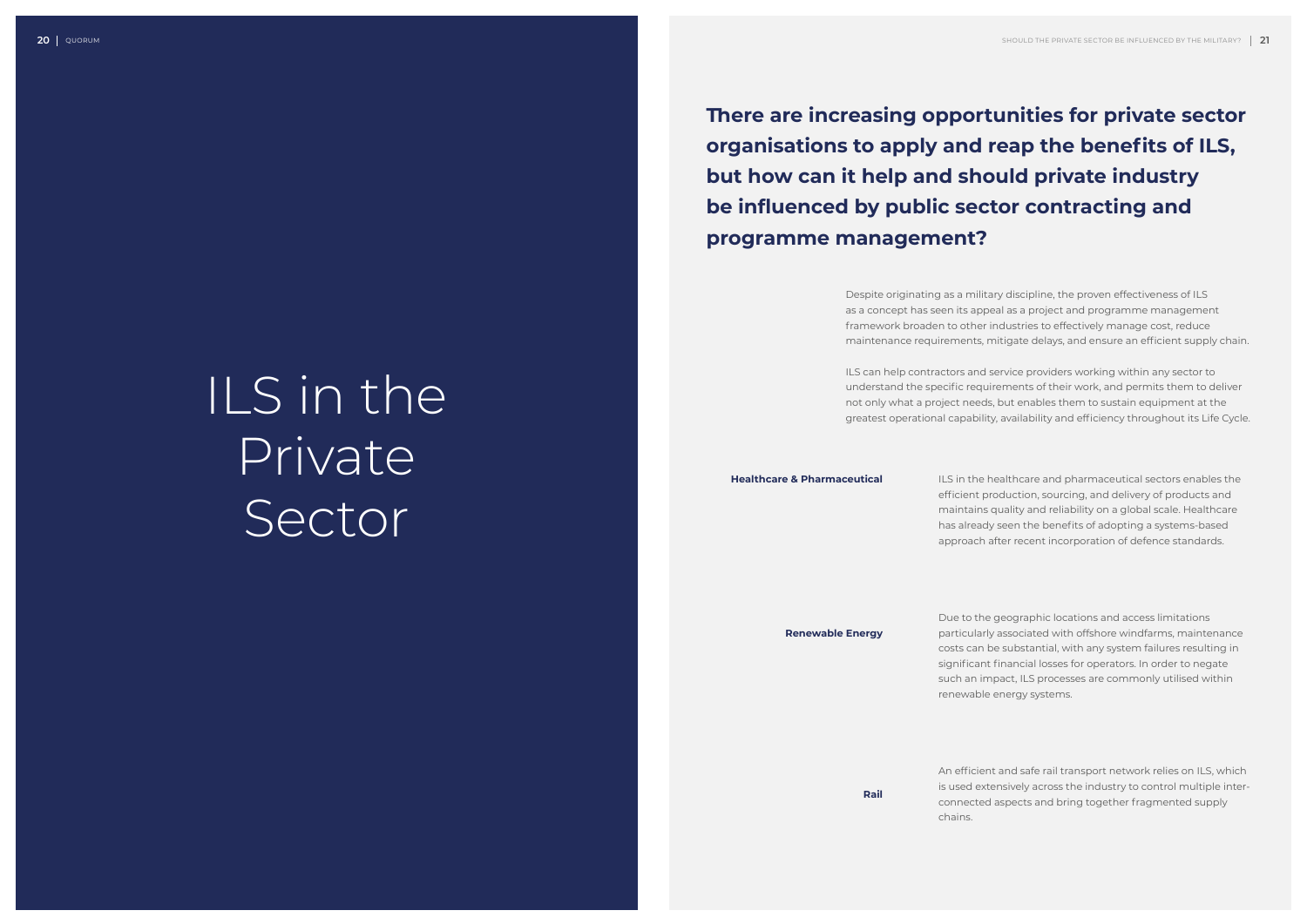# ILS in the Private Sector

**There are increasing opportunities for private sector organisations to apply and reap the benefits of ILS, but how can it help and should private industry be influenced by public sector contracting and programme management?**

Despite originating as a military discipline, the proven effectiveness of ILS as a concept has seen its appeal as a project and programme management framework broaden to other industries to effectively manage cost, reduce maintenance requirements, mitigate delays, and ensure an efficient supply chain.

ILS can help contractors and service providers working within any sector to understand the specific requirements of their work, and permits them to deliver not only what a project needs, but enables them to sustain equipment at the greatest operational capability, availability and efficiency throughout its Life Cycle.

**Healthcare & Pharmaceutical**

ILS in the healthcare and pharmaceutical sectors enables the efficient production, sourcing, and delivery of products and maintains quality and reliability on a global scale. Healthcare has already seen the benefits of adopting a systems-based approach after recent incorporation of defence standards.

**Renewable Energy**

Due to the geographic locations and access limitations particularly associated with offshore windfarms, maintenance costs can be substantial, with any system failures resulting in significant financial losses for operators. In order to negate such an impact, ILS processes are commonly utilised within renewable energy systems.

**Rail**

An efficient and safe rail transport network relies on ILS, which is used extensively across the industry to control multiple inter-connected aspects and bring together fragmented supply chains.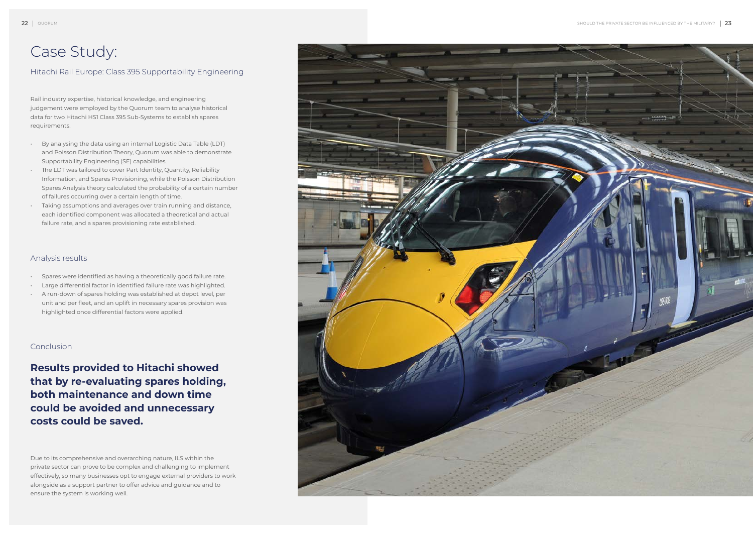# Case Study:

## Hitachi Rail Europe: Class 395 Supportability Engineering

Rail industry expertise, historical knowledge, and engineering judgement were employed by the Quorum team to analyse historical data for two Hitachi HS1 Class 395 Sub-Systems to establish spares requirements.

- By analysing the data using an internal Logistic Data Table (LDT) and Poisson Distribution Theory, Quorum was able to demonstrate Supportability Engineering (SE) capabilities.
- The LDT was tailored to cover Part Identity, Quantity, Reliability Information, and Spares Provisioning, while the Poisson Distribution Spares Analysis theory calculated the probability of a certain number of failures occurring over a certain length of time.
- Taking assumptions and averages over train running and distance, each identified component was allocated a theoretical and actual failure rate, and a spares provisioning rate established.

### Analysis results

- Spares were identified as having a theoretically good failure rate.
- Large differential factor in identified failure rate was highlighted.
- A run-down of spares holding was established at depot level, per unit and per fleet, and an uplift in necessary spares provision was highlighted once differential factors were applied.

### Conclusion

**Results provided to Hitachi showed that by re-evaluating spares holding, both maintenance and down time could be avoided and unnecessary costs could be saved.**

Due to its comprehensive and overarching nature, ILS within the private sector can prove to be complex and challenging to implement effectively, so many businesses opt to engage external providers to work alongside as a support partner to offer advice and guidance and to ensure the system is working well.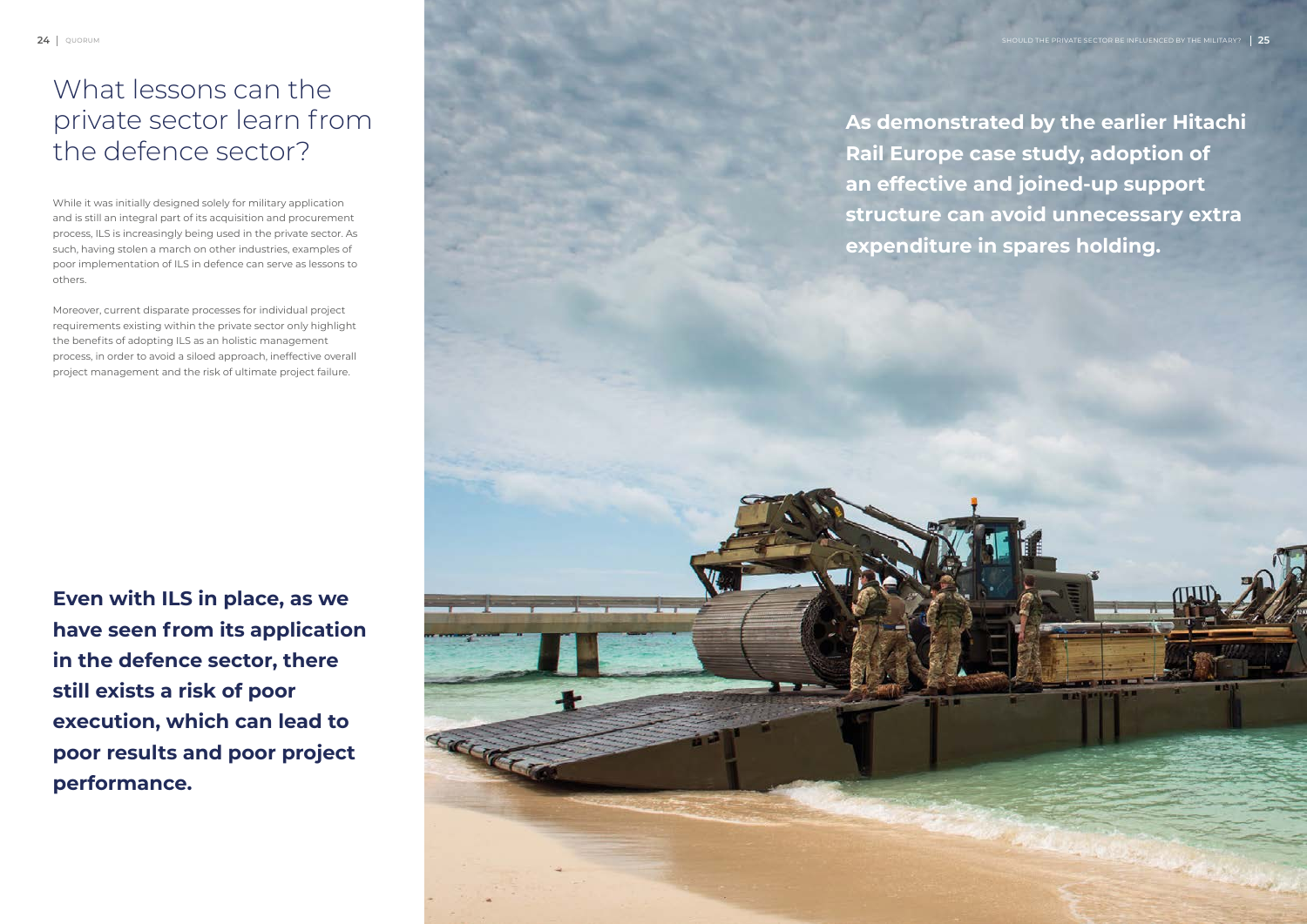# What lessons can the private sector learn from the defence sector?

While it was initially designed solely for military application and is still an integral part of its acquisition and procurement process, ILS is increasingly being used in the private sector. As such, having stolen a march on other industries, examples of poor implementation of ILS in defence can serve as lessons to others.

Moreover, current disparate processes for individual project requirements existing within the private sector only highlight the benefits of adopting ILS as an holistic management process, in order to avoid a siloed approach, ineffective overall project management and the risk of ultimate project failure.

**Even with ILS in place, as we have seen from its application in the defence sector, there still exists a risk of poor execution, which can lead to poor results and poor project performance.**

**As demonstrated by the earlier Hitachi Rail Europe case study, adoption of an effective and joined-up support structure can avoid unnecessary extra expenditure in spares holding.**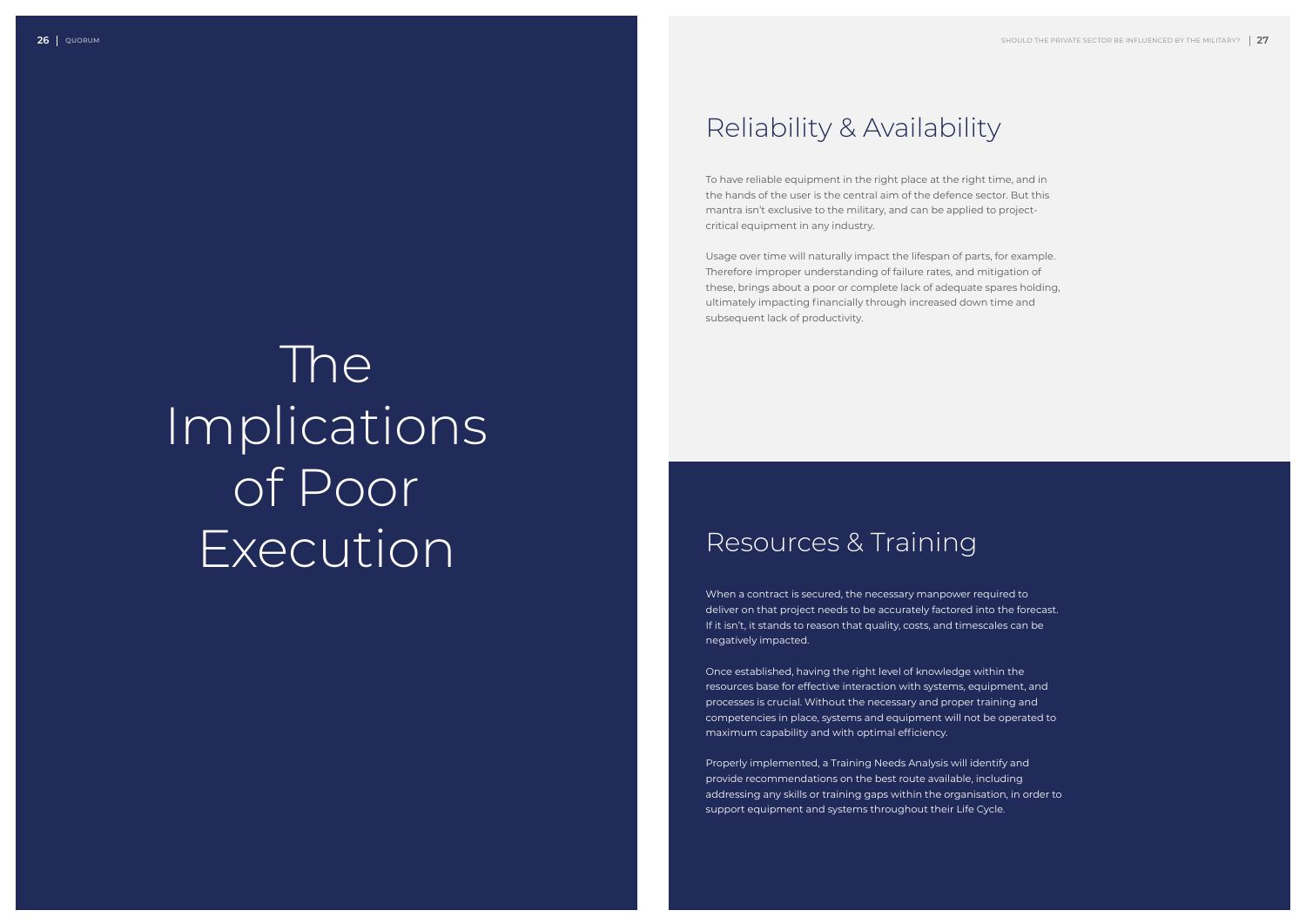# The Implications of Poor Execution

## Reliability & Availability

To have reliable equipment in the right place at the right time, and in the hands of the user is the central aim of the defence sector. But this mantra isn't exclusive to the military, and can be applied to project-critical equipment in any industry.

Usage over time will naturally impact the lifespan of parts, for example. Therefore improper understanding of failure rates, and mitigation of these, brings about a poor or complete lack of adequate spares holding, ultimately impacting financially through increased down time and subsequent lack of productivity.

## Resources & Training

When a contract is secured, the necessary manpower required to deliver on that project needs to be accurately factored into the forecast. If it isn't, it stands to reason that quality, costs, and timescales can be negatively impacted.

Once established, having the right level of knowledge within the resources base for effective interaction with systems, equipment, and processes is crucial. Without the necessary and proper training and competencies in place, systems and equipment will not be operated to maximum capability and with optimal efficiency.

Properly implemented, a Training Needs Analysis will identify and provide recommendations on the best route available, including addressing any skills or training gaps within the organisation, in order to support equipment and systems throughout their Life Cycle.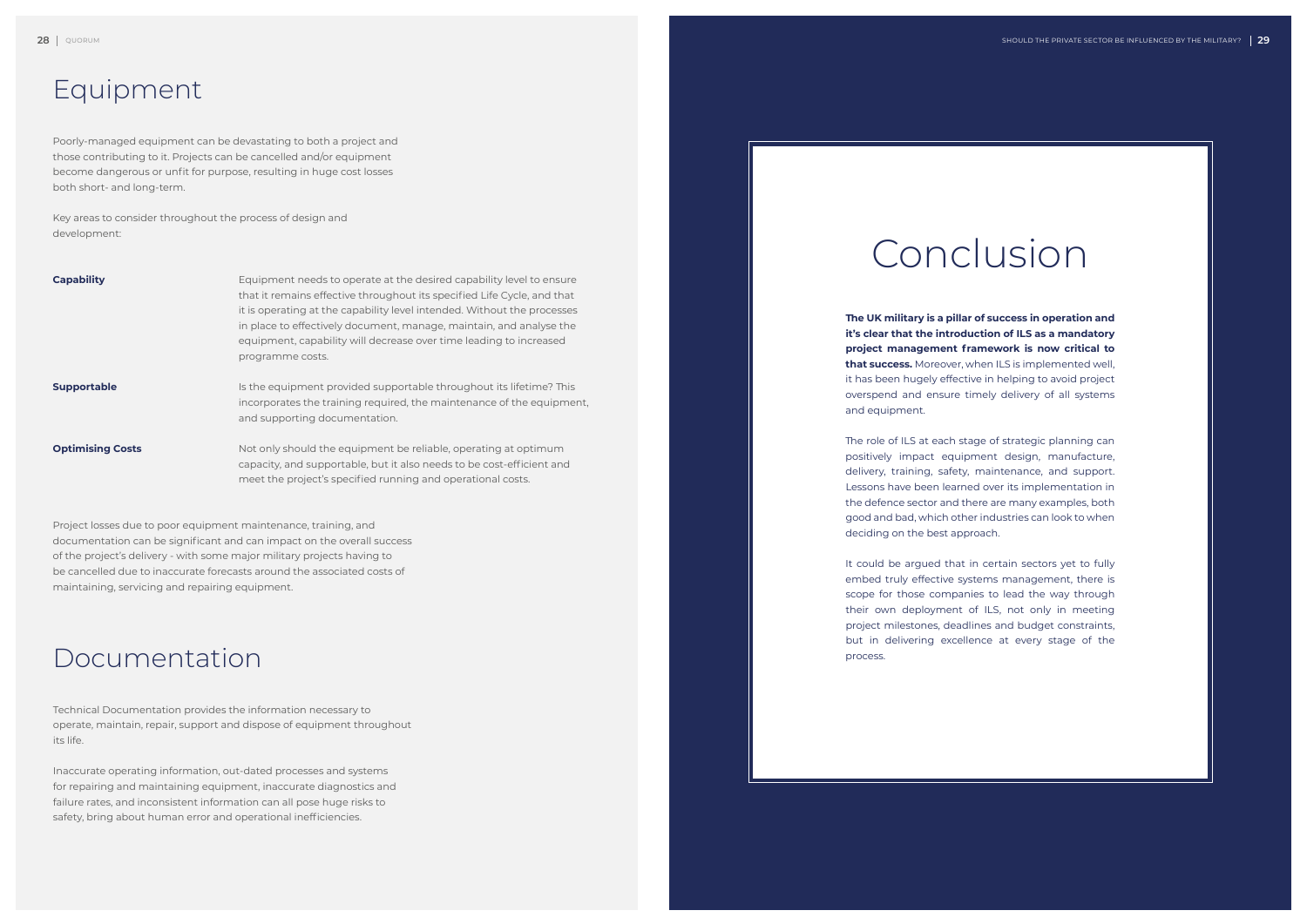## Equipment

Poorly-managed equipment can be devastating to both a project and those contributing to it. Projects can be cancelled and/or equipment become dangerous or unfit for purpose, resulting in huge cost losses both short- and long-term.

Key areas to consider throughout the process of design and development:

| | |
|---|---|
| **Capability** | Equipment needs to operate at the desired capability level to ensure that it remains effective throughout its specified Life Cycle, and that it is operating at the capability level intended. Without the processes in place to effectively document, manage, maintain, and analyse the equipment, capability will decrease over time leading to increased programme costs. |
| **Supportable** | Is the equipment provided supportable throughout its lifetime? This incorporates the training required, the maintenance of the equipment, and supporting documentation. |
| **Optimising Costs** | Not only should the equipment be reliable, operating at optimum capacity, and supportable, but it also needs to be cost-efficient and meet the project's specified running and operational costs. |

Project losses due to poor equipment maintenance, training, and documentation can be significant and can impact on the overall success of the project's delivery - with some major military projects having to be cancelled due to inaccurate forecasts around the associated costs of maintaining, servicing and repairing equipment.

## Documentation

Technical Documentation provides the information necessary to operate, maintain, repair, support and dispose of equipment throughout its life.

Inaccurate operating information, out-dated processes and systems for repairing and maintaining equipment, inaccurate diagnostics and failure rates, and inconsistent information can all pose huge risks to safety, bring about human error and operational inefficiencies.

# Conclusion

**The UK military is a pillar of success in operation and it's clear that the introduction of ILS as a mandatory project management framework is now critical to that success.** Moreover, when ILS is implemented well, it has been hugely effective in helping to avoid project overspend and ensure timely delivery of all systems and equipment.

The role of ILS at each stage of strategic planning can positively impact equipment design, manufacture, delivery, training, safety, maintenance, and support. Lessons have been learned over its implementation in the defence sector and there are many examples, both good and bad, which other industries can look to when deciding on the best approach.

It could be argued that in certain sectors yet to fully embed truly effective systems management, there is scope for those companies to lead the way through their own deployment of ILS, not only in meeting project milestones, deadlines and budget constraints, but in delivering excellence at every stage of the process.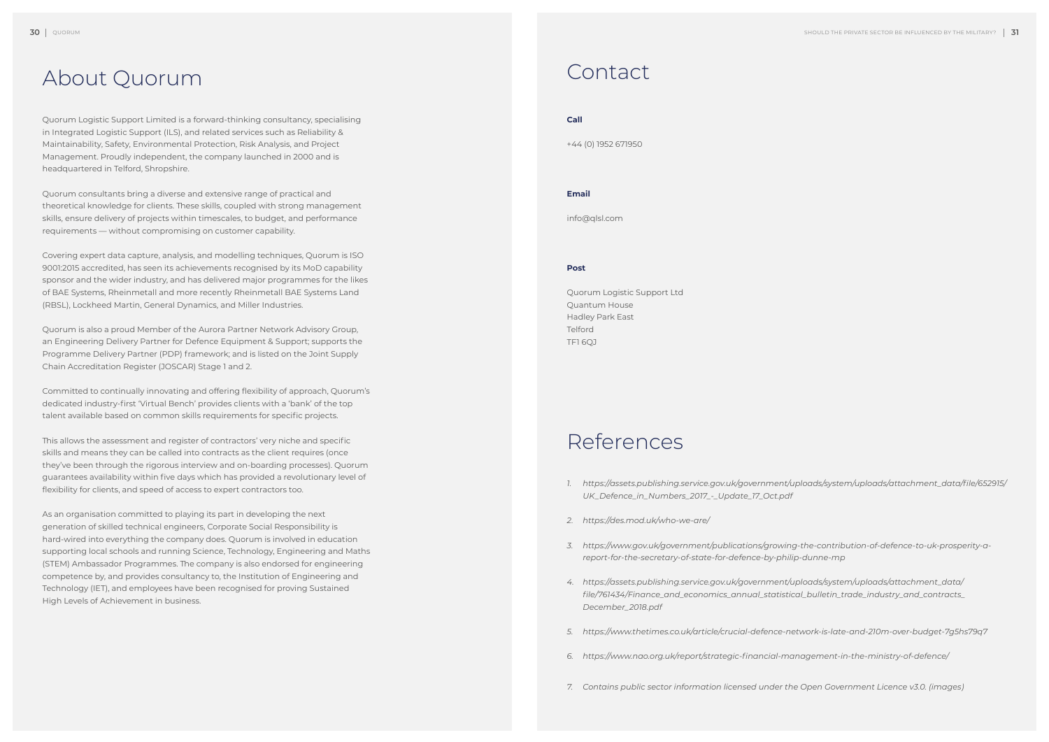# About Quorum

Quorum Logistic Support Limited is a forward-thinking consultancy, specialising in Integrated Logistic Support (ILS), and related services such as Reliability & Maintainability, Safety, Environmental Protection, Risk Analysis, and Project Management. Proudly independent, the company launched in 2000 and is headquartered in Telford, Shropshire.

Quorum consultants bring a diverse and extensive range of practical and theoretical knowledge for clients. These skills, coupled with strong management skills, ensure delivery of projects within timescales, to budget, and performance requirements — without compromising on customer capability.

Covering expert data capture, analysis, and modelling techniques, Quorum is ISO 9001:2015 accredited, has seen its achievements recognised by its MoD capability sponsor and the wider industry, and has delivered major programmes for the likes of BAE Systems, Rheinmetall and more recently Rheinmetall BAE Systems Land (RBSL), Lockheed Martin, General Dynamics, and Miller Industries.

Quorum is also a proud Member of the Aurora Partner Network Advisory Group, an Engineering Delivery Partner for Defence Equipment & Support; supports the Programme Delivery Partner (PDP) framework; and is listed on the Joint Supply Chain Accreditation Register (JOSCAR) Stage 1 and 2.

Committed to continually innovating and offering flexibility of approach, Quorum's dedicated industry-first 'Virtual Bench' provides clients with a 'bank' of the top talent available based on common skills requirements for specific projects.

This allows the assessment and register of contractors' very niche and specific skills and means they can be called into contracts as the client requires (once they've been through the rigorous interview and on-boarding processes). Quorum guarantees availability within five days which has provided a revolutionary level of flexibility for clients, and speed of access to expert contractors too.

As an organisation committed to playing its part in developing the next generation of skilled technical engineers, Corporate Social Responsibility is hard-wired into everything the company does. Quorum is involved in education supporting local schools and running Science, Technology, Engineering and Maths (STEM) Ambassador Programmes. The company is also endorsed for engineering competence by, and provides consultancy to, the Institution of Engineering and Technology (IET), and employees have been recognised for proving Sustained High Levels of Achievement in business.

# Contact

**Call**

+44 (0) 1952 671950

**Email**

info@qlsl.com

**Post**

Quorum Logistic Support Ltd
Quantum House
Hadley Park East
Telford
TF1 6QJ

# References

1. *https://assets.publishing.service.gov.uk/government/uploads/system/uploads/attachment_data/file/652915/UK_Defence_in_Numbers_2017_-_Update_17_Oct.pdf*
2. *https://des.mod.uk/who-we-are/*
3. *https://www.gov.uk/government/publications/growing-the-contribution-of-defence-to-uk-prosperity-a-report-for-the-secretary-of-state-for-defence-by-philip-dunne-mp*
4. *https://assets.publishing.service.gov.uk/government/uploads/system/uploads/attachment_data/file/761434/Finance_and_economics_annual_statistical_bulletin_trade_industry_and_contracts_December_2018.pdf*
5. *https://www.thetimes.co.uk/article/crucial-defence-network-is-late-and-210m-over-budget-7g5hs79q7*
6. *https://www.nao.org.uk/report/strategic-financial-management-in-the-ministry-of-defence/*
7. *Contains public sector information licensed under the Open Government Licence v3.0. (images)*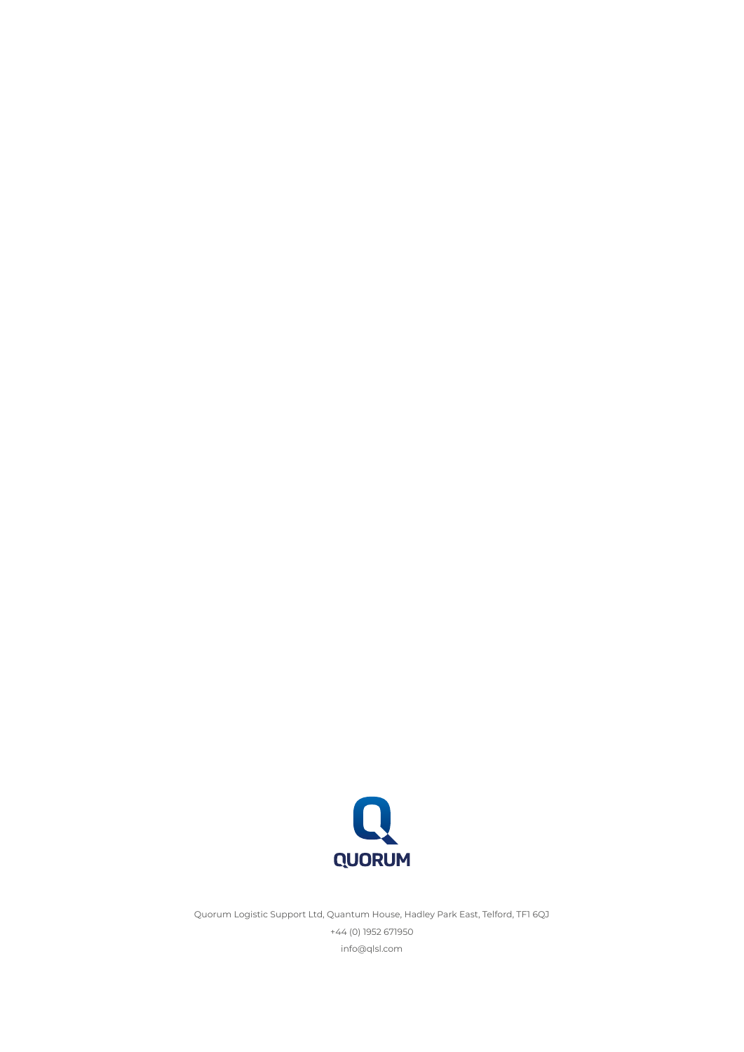QUORUM

Quorum Logistic Support Ltd, Quantum House, Hadley Park East, Telford, TF1 6QJ

+44 (0) 1952 671950

info@qlsl.com